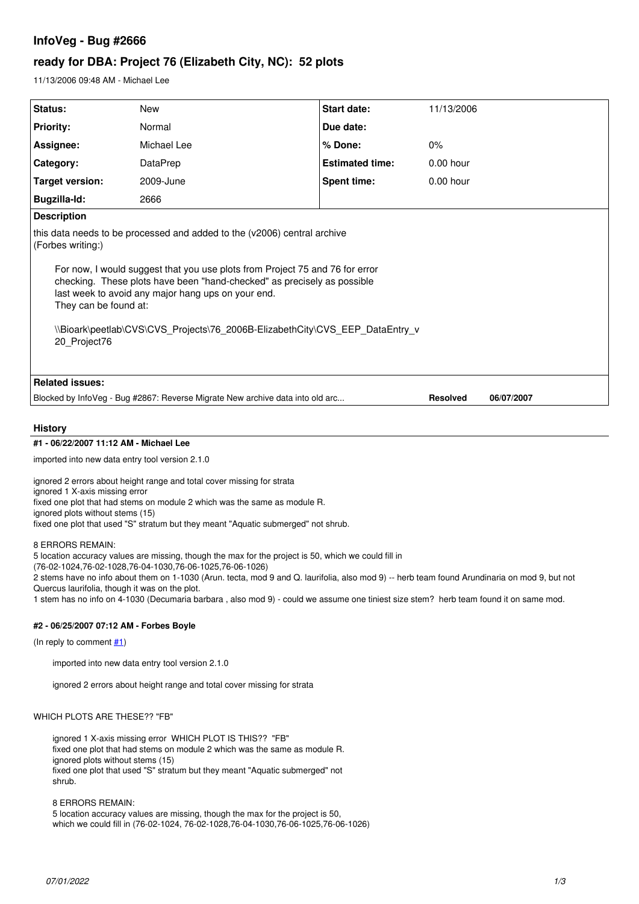# InfoVeg - Bug #2666

## ready for DBA: Project 76 (Elizabeth City, NC): 52 plots

11/13/2006 09:48 AM - Michael Lee

| Status: | New | Start date: | 11/13/2006 |
|---|---|---|---|
| Priority: | Normal | Due date: | |
| Assignee: | Michael Lee | % Done: | 0% |
| Category: | DataPrep | Estimated time: | 0.00 hour |
| Target version: | 2009-June | Spent time: | 0.00 hour |
| Bugzilla-Id: | 2666 | | |

**Description**

this data needs to be processed and added to the (v2006) central archive
(Forbes writing:)

> For now, I would suggest that you use plots from Project 75 and 76 for error checking. These plots have been "hand-checked" as precisely as possible last week to avoid any major hang ups on your end.
> They can be found at:
>
> \\Bioark\peetlab\CVS\CVS_Projects\76_2006B-ElizabethCity\CVS_EEP_DataEntry_v20_Project76

**Related issues:**

Blocked by InfoVeg - Bug #2867: Reverse Migrate New archive data into old arc... **Resolved** **06/07/2007**

## History

### #1 - 06/22/2007 11:12 AM - Michael Lee

imported into new data entry tool version 2.1.0

ignored 2 errors about height range and total cover missing for strata
ignored 1 X-axis missing error
fixed one plot that had stems on module 2 which was the same as module R.
ignored plots without stems (15)
fixed one plot that used "S" stratum but they meant "Aquatic submerged" not shrub.

8 ERRORS REMAIN:
5 location accuracy values are missing, though the max for the project is 50, which we could fill in
(76-02-1024,76-02-1028,76-04-1030,76-06-1025,76-06-1026)
2 stems have no info about them on 1-1030 (Arun. tecta, mod 9 and Q. laurifolia, also mod 9) -- herb team found Arundinaria on mod 9, but not Quercus laurifolia, though it was on the plot.
1 stem has no info on 4-1030 (Decumaria barbara , also mod 9) - could we assume one tiniest size stem? herb team found it on same mod.

### #2 - 06/25/2007 07:12 AM - Forbes Boyle

(In reply to comment #1)

> imported into new data entry tool version 2.1.0
>
> ignored 2 errors about height range and total cover missing for strata

WHICH PLOTS ARE THESE?? "FB"

> ignored 1 X-axis missing error WHICH PLOT IS THIS?? "FB"
> fixed one plot that had stems on module 2 which was the same as module R.
> ignored plots without stems (15)
> fixed one plot that used "S" stratum but they meant "Aquatic submerged" not shrub.
>
> 8 ERRORS REMAIN:
> 5 location accuracy values are missing, though the max for the project is 50, which we could fill in (76-02-1024, 76-02-1028,76-04-1030,76-06-1025,76-06-1026)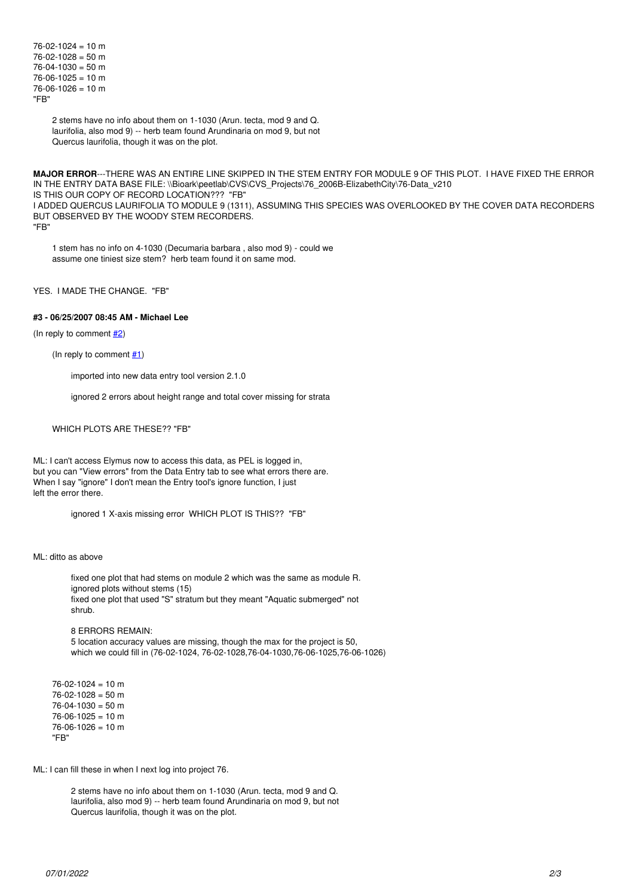76-02-1024 = 10 m
76-02-1028 = 50 m
76-04-1030 = 50 m
76-06-1025 = 10 m
76-06-1026 = 10 m
"FB"

> 2 stems have no info about them on 1-1030 (Arun. tecta, mod 9 and Q. laurifolia, also mod 9) -- herb team found Arundinaria on mod 9, but not Quercus laurifolia, though it was on the plot.

**MAJOR ERROR**---THERE WAS AN ENTIRE LINE SKIPPED IN THE STEM ENTRY FOR MODULE 9 OF THIS PLOT. I HAVE FIXED THE ERROR IN THE ENTRY DATA BASE FILE: \\Bioark\peetlab\CVS\CVS_Projects\76_2006B-ElizabethCity\76-Data_v210
IS THIS OUR COPY OF RECORD LOCATION??? "FB"
I ADDED QUERCUS LAURIFOLIA TO MODULE 9 (1311), ASSUMING THIS SPECIES WAS OVERLOOKED BY THE COVER DATA RECORDERS BUT OBSERVED BY THE WOODY STEM RECORDERS.
"FB"

> 1 stem has no info on 4-1030 (Decumaria barbara , also mod 9) - could we assume one tiniest size stem? herb team found it on same mod.

YES. I MADE THE CHANGE. "FB"

#### #3 - 06/25/2007 08:45 AM - Michael Lee

(In reply to comment #2)

> (In reply to comment #1)
>
> > imported into new data entry tool version 2.1.0
> >
> > ignored 2 errors about height range and total cover missing for strata
>
> WHICH PLOTS ARE THESE?? "FB"

ML: I can't access Elymus now to access this data, as PEL is logged in, but you can "View errors" from the Data Entry tab to see what errors there are. When I say "ignore" I don't mean the Entry tool's ignore function, I just left the error there.

> > ignored 1 X-axis missing error WHICH PLOT IS THIS?? "FB"

ML: ditto as above

> > fixed one plot that had stems on module 2 which was the same as module R.
> > ignored plots without stems (15)
> > fixed one plot that used "S" stratum but they meant "Aquatic submerged" not shrub.
> >
> > 8 ERRORS REMAIN:
> > 5 location accuracy values are missing, though the max for the project is 50, which we could fill in (76-02-1024, 76-02-1028,76-04-1030,76-06-1025,76-06-1026)
>
> 76-02-1024 = 10 m
> 76-02-1028 = 50 m
> 76-04-1030 = 50 m
> 76-06-1025 = 10 m
> 76-06-1026 = 10 m
> "FB"

ML: I can fill these in when I next log into project 76.

> > 2 stems have no info about them on 1-1030 (Arun. tecta, mod 9 and Q. laurifolia, also mod 9) -- herb team found Arundinaria on mod 9, but not Quercus laurifolia, though it was on the plot.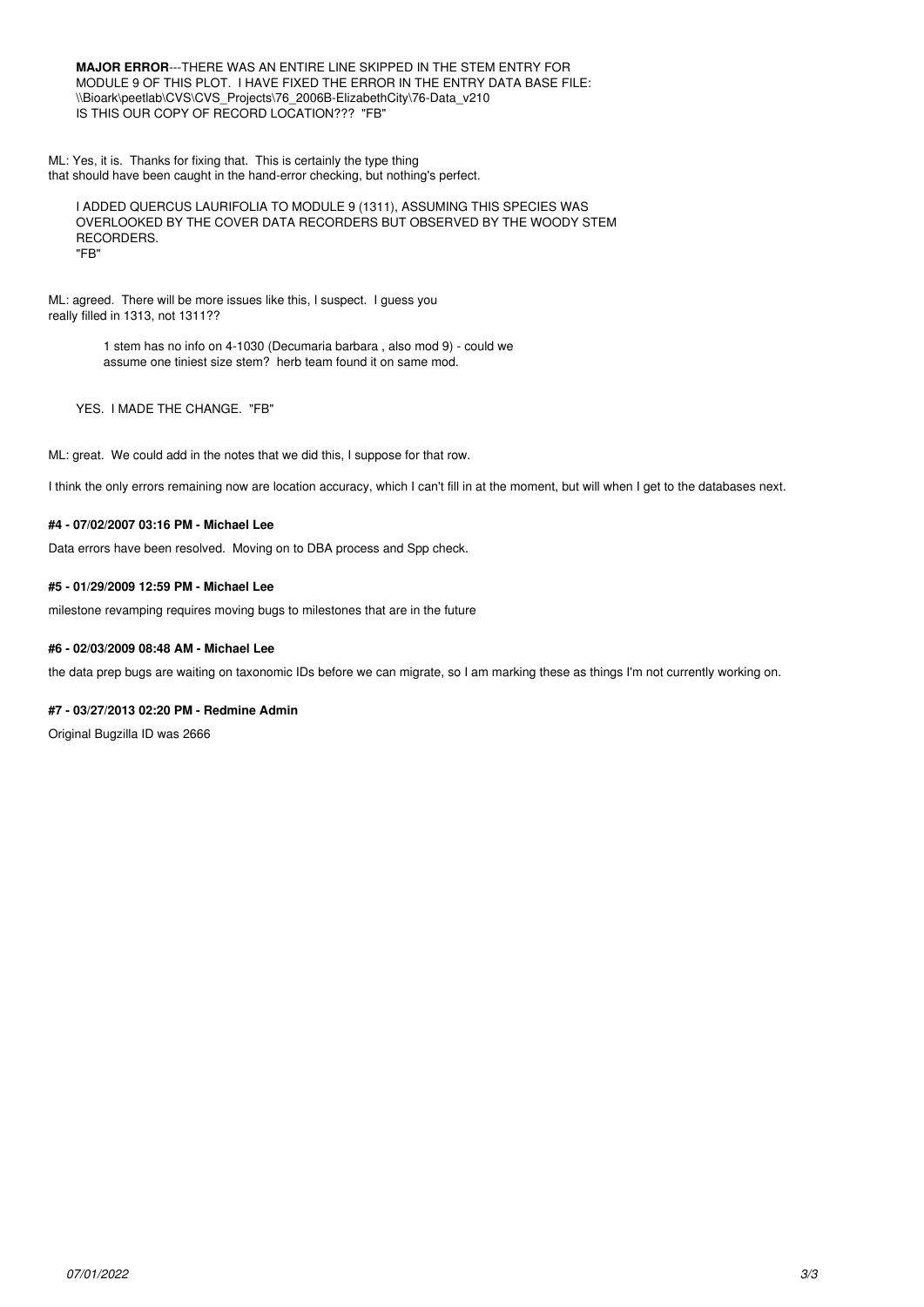**MAJOR ERROR**---THERE WAS AN ENTIRE LINE SKIPPED IN THE STEM ENTRY FOR MODULE 9 OF THIS PLOT. I HAVE FIXED THE ERROR IN THE ENTRY DATA BASE FILE: \\Bioark\peetlab\CVS\CVS_Projects\76_2006B-ElizabethCity\76-Data_v210 IS THIS OUR COPY OF RECORD LOCATION??? "FB"

ML: Yes, it is. Thanks for fixing that. This is certainly the type thing that should have been caught in the hand-error checking, but nothing's perfect.

I ADDED QUERCUS LAURIFOLIA TO MODULE 9 (1311), ASSUMING THIS SPECIES WAS OVERLOOKED BY THE COVER DATA RECORDERS BUT OBSERVED BY THE WOODY STEM RECORDERS.
"FB"

ML: agreed. There will be more issues like this, I suspect. I guess you really filled in 1313, not 1311??

1 stem has no info on 4-1030 (Decumaria barbara , also mod 9) - could we assume one tiniest size stem? herb team found it on same mod.

YES. I MADE THE CHANGE. "FB"

ML: great. We could add in the notes that we did this, I suppose for that row.

I think the only errors remaining now are location accuracy, which I can't fill in at the moment, but will when I get to the databases next.

**#4 - 07/02/2007 03:16 PM - Michael Lee**

Data errors have been resolved. Moving on to DBA process and Spp check.

**#5 - 01/29/2009 12:59 PM - Michael Lee**

milestone revamping requires moving bugs to milestones that are in the future

**#6 - 02/03/2009 08:48 AM - Michael Lee**

the data prep bugs are waiting on taxonomic IDs before we can migrate, so I am marking these as things I'm not currently working on.

**#7 - 03/27/2013 02:20 PM - Redmine Admin**

Original Bugzilla ID was 2666